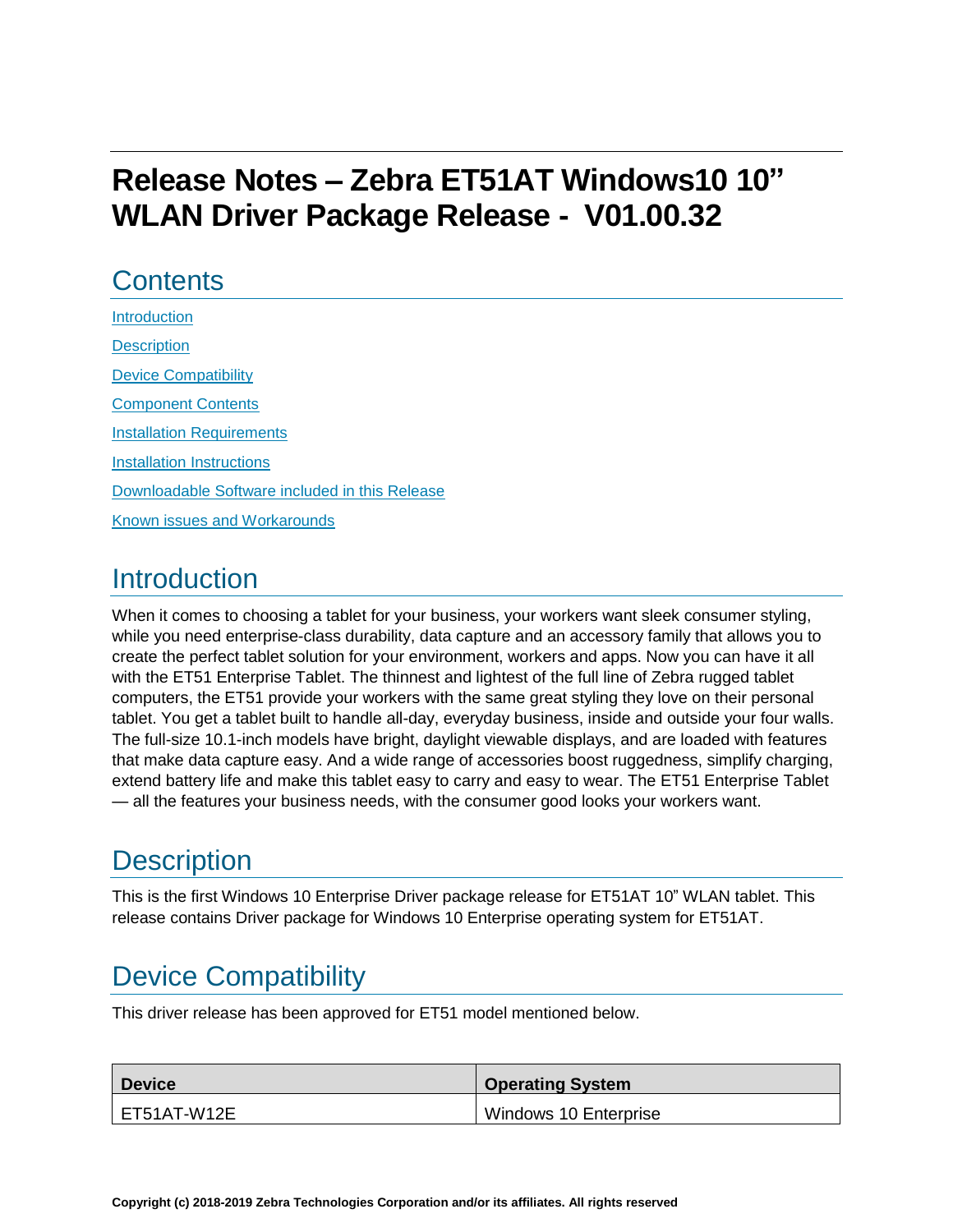# Release Notes – Zebra ET51AT Windows10 10" WLAN Driver Package Release - V01.00.32

## Contents

Introduction

Description

Device Compatibility

Component Contents

Installation Requirements

Installation Instructions

Downloadable Software included in this Release

Known issues and Workarounds

## Introduction

When it comes to choosing a tablet for your business, your workers want sleek consumer styling, while you need enterprise-class durability, data capture and an accessory family that allows you to create the perfect tablet solution for your environment, workers and apps. Now you can have it all with the ET51 Enterprise Tablet. The thinnest and lightest of the full line of Zebra rugged tablet computers, the ET51 provide your workers with the same great styling they love on their personal tablet. You get a tablet built to handle all-day, everyday business, inside and outside your four walls. The full-size 10.1-inch models have bright, daylight viewable displays, and are loaded with features that make data capture easy. And a wide range of accessories boost ruggedness, simplify charging, extend battery life and make this tablet easy to carry and easy to wear. The ET51 Enterprise Tablet — all the features your business needs, with the consumer good looks your workers want.

## Description

This is the first Windows 10 Enterprise Driver package release for ET51AT 10" WLAN tablet. This release contains Driver package for Windows 10 Enterprise operating system for ET51AT.

## Device Compatibility

This driver release has been approved for ET51 model mentioned below.

| Device | Operating System |
| --- | --- |
| ET51AT-W12E | Windows 10 Enterprise |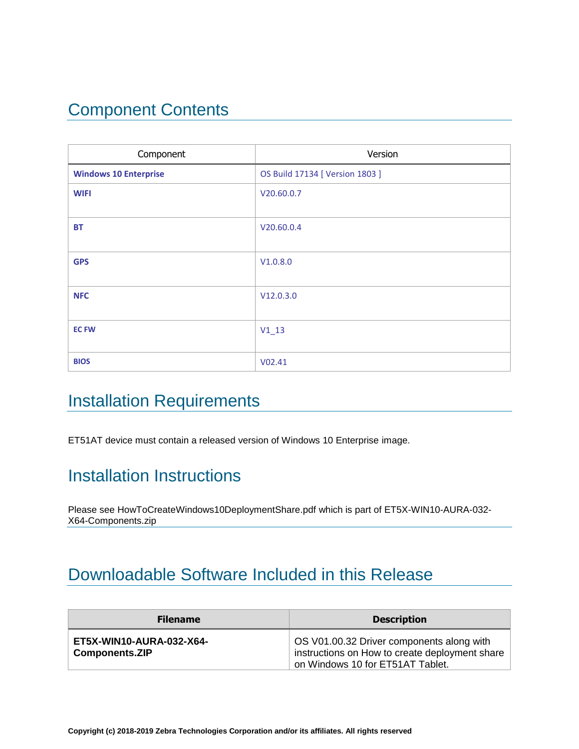## Component Contents

| Component | Version |
|---|---|
| **Windows 10 Enterprise** | OS Build 17134 [ Version 1803 ] |
| **WIFI** | V20.60.0.7 |
| **BT** | V20.60.0.4 |
| **GPS** | V1.0.8.0 |
| **NFC** | V12.0.3.0 |
| **EC FW** | V1_13 |
| **BIOS** | V02.41 |

## Installation Requirements

ET51AT device must contain a released version of Windows 10 Enterprise image.

## Installation Instructions

Please see HowToCreateWindows10DeploymentShare.pdf which is part of ET5X-WIN10-AURA-032-X64-Components.zip

## Downloadable Software Included in this Release

| Filename | Description |
|---|---|
| **ET5X-WIN10-AURA-032-X64-Components.ZIP** | OS V01.00.32 Driver components along with instructions on How to create deployment share on Windows 10 for ET51AT Tablet. |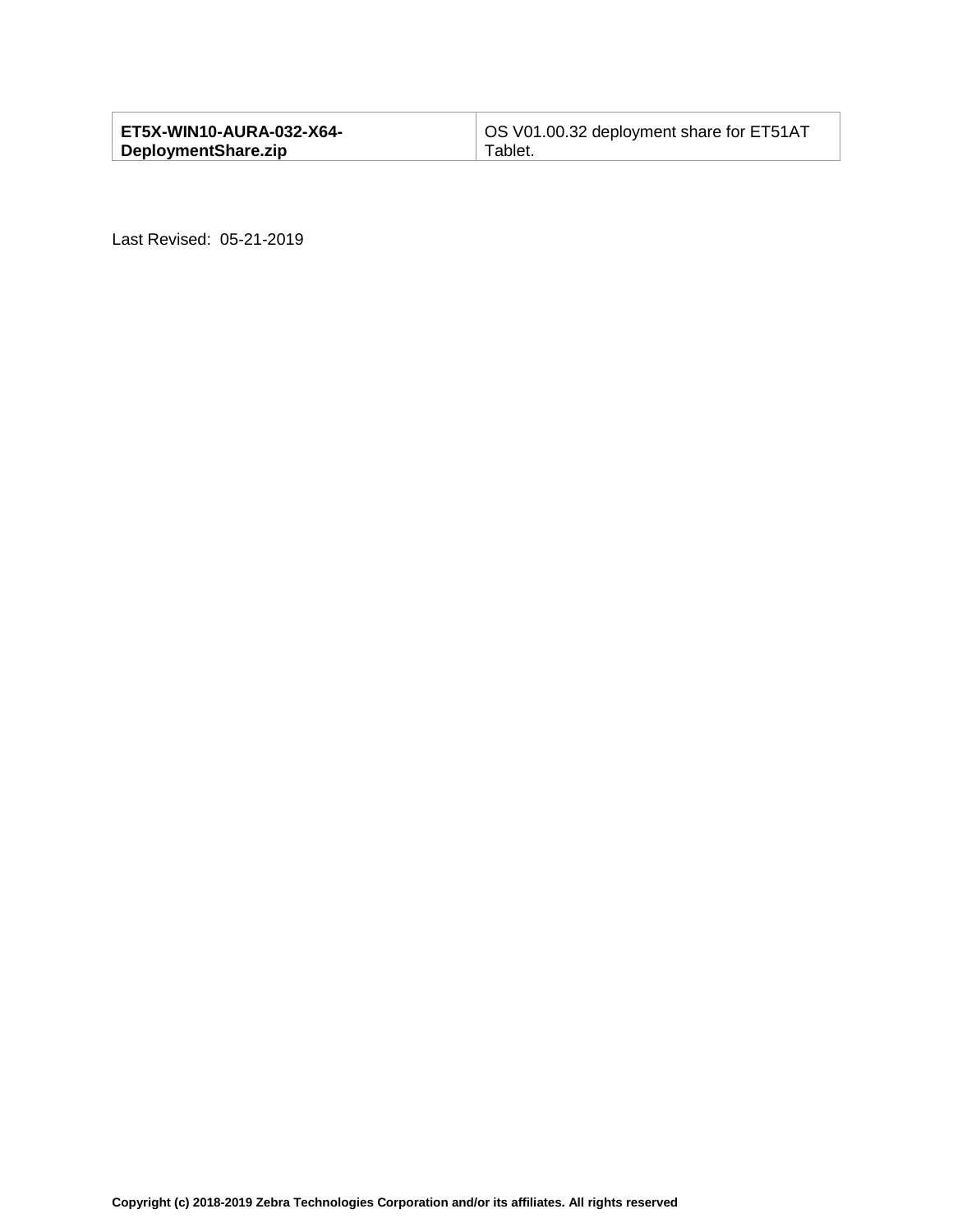| | |
|---|---|
| **ET5X-WIN10-AURA-032-X64-DeploymentShare.zip** | OS V01.00.32 deployment share for ET51AT Tablet. |

Last Revised: 05-21-2019

**Copyright (c) 2018-2019 Zebra Technologies Corporation and/or its affiliates. All rights reserved**